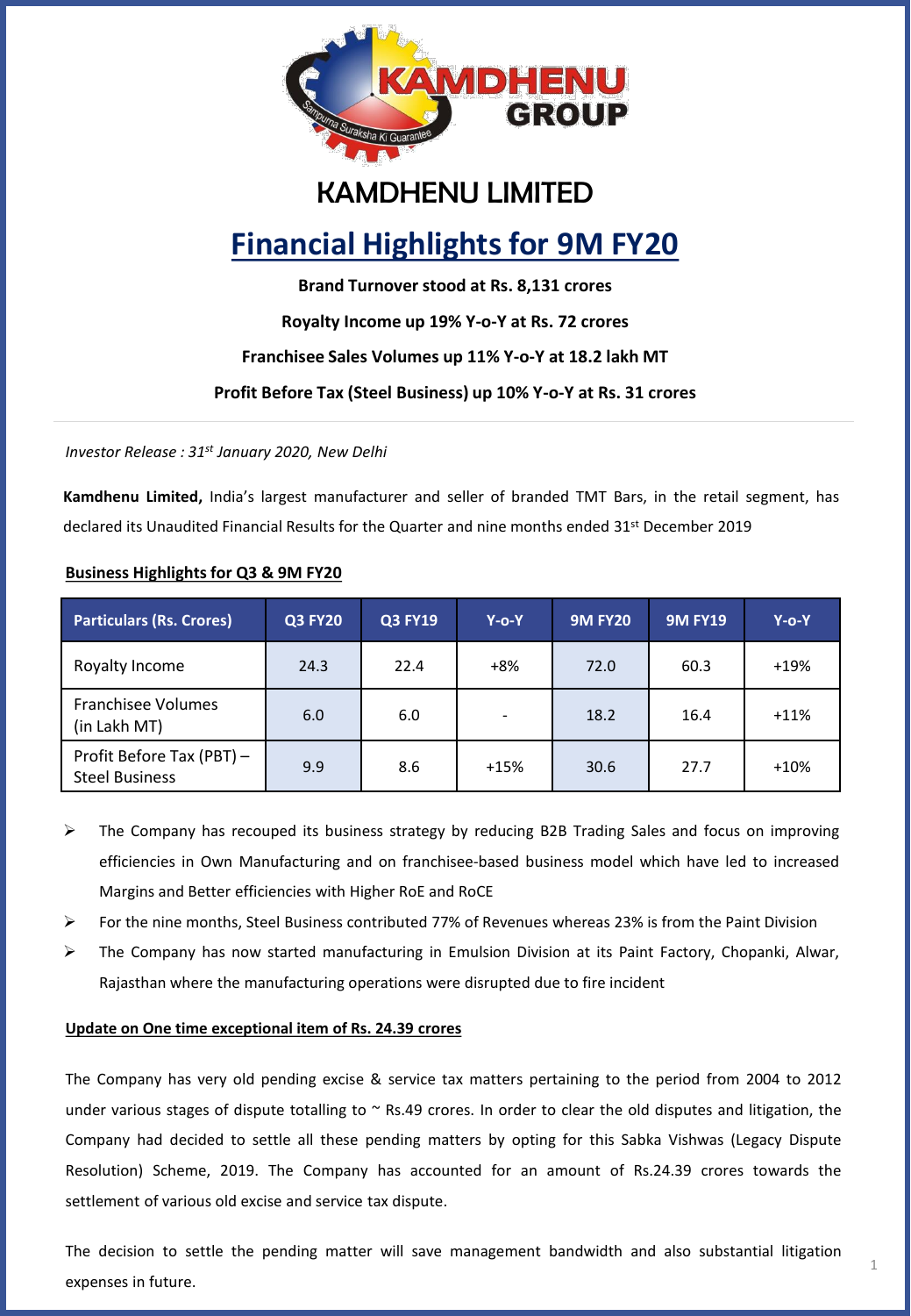KAMDHENU GROUP

Sampurna Suraksha Ki Guarantee

# KAMDHENU LIMITED

## Financial Highlights for 9M FY20

**Brand Turnover stood at Rs. 8,131 crores**

**Royalty Income up 19% Y-o-Y at Rs. 72 crores**

**Franchisee Sales Volumes up 11% Y-o-Y at 18.2 lakh MT**

**Profit Before Tax (Steel Business) up 10% Y-o-Y at Rs. 31 crores**

---

*Investor Release : 31st January 2020, New Delhi*

**Kamdhenu Limited,** India's largest manufacturer and seller of branded TMT Bars, in the retail segment, has declared its Unaudited Financial Results for the Quarter and nine months ended 31st December 2019

### Business Highlights for Q3 & 9M FY20

| Particulars (Rs. Crores) | Q3 FY20 | Q3 FY19 | Y-o-Y | 9M FY20 | 9M FY19 | Y-o-Y |
|---|---|---|---|---|---|---|
| Royalty Income | 24.3 | 22.4 | +8% | 72.0 | 60.3 | +19% |
| Franchisee Volumes (in Lakh MT) | 6.0 | 6.0 | - | 18.2 | 16.4 | +11% |
| Profit Before Tax (PBT) – Steel Business | 9.9 | 8.6 | +15% | 30.6 | 27.7 | +10% |

- The Company has recouped its business strategy by reducing B2B Trading Sales and focus on improving efficiencies in Own Manufacturing and on franchisee-based business model which have led to increased Margins and Better efficiencies with Higher RoE and RoCE
- For the nine months, Steel Business contributed 77% of Revenues whereas 23% is from the Paint Division
- The Company has now started manufacturing in Emulsion Division at its Paint Factory, Chopanki, Alwar, Rajasthan where the manufacturing operations were disrupted due to fire incident

### Update on One time exceptional item of Rs. 24.39 crores

The Company has very old pending excise & service tax matters pertaining to the period from 2004 to 2012 under various stages of dispute totalling to ~ Rs.49 crores. In order to clear the old disputes and litigation, the Company had decided to settle all these pending matters by opting for this Sabka Vishwas (Legacy Dispute Resolution) Scheme, 2019. The Company has accounted for an amount of Rs.24.39 crores towards the settlement of various old excise and service tax dispute.

The decision to settle the pending matter will save management bandwidth and also substantial litigation expenses in future.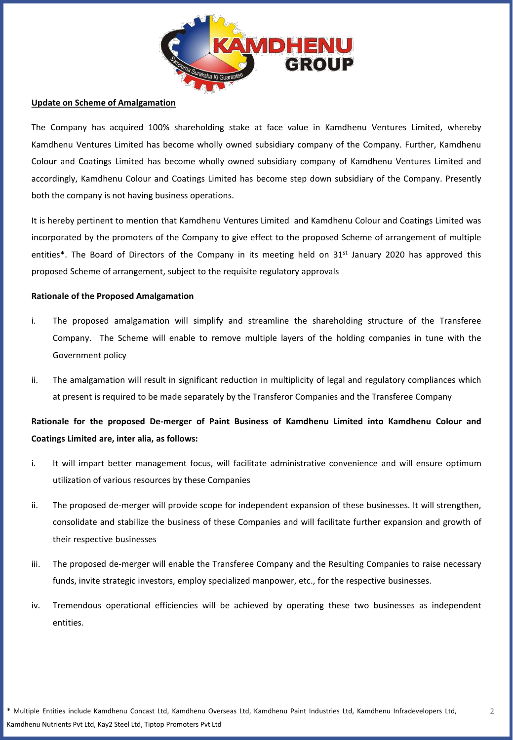**Update on Scheme of Amalgamation**

The Company has acquired 100% shareholding stake at face value in Kamdhenu Ventures Limited, whereby Kamdhenu Ventures Limited has become wholly owned subsidiary company of the Company. Further, Kamdhenu Colour and Coatings Limited has become wholly owned subsidiary company of Kamdhenu Ventures Limited and accordingly, Kamdhenu Colour and Coatings Limited has become step down subsidiary of the Company. Presently both the company is not having business operations.

It is hereby pertinent to mention that Kamdhenu Ventures Limited and Kamdhenu Colour and Coatings Limited was incorporated by the promoters of the Company to give effect to the proposed Scheme of arrangement of multiple entities*. The Board of Directors of the Company in its meeting held on 31st January 2020 has approved this proposed Scheme of arrangement, subject to the requisite regulatory approvals

**Rationale of the Proposed Amalgamation**

i. The proposed amalgamation will simplify and streamline the shareholding structure of the Transferee Company. The Scheme will enable to remove multiple layers of the holding companies in tune with the Government policy

ii. The amalgamation will result in significant reduction in multiplicity of legal and regulatory compliances which at present is required to be made separately by the Transferor Companies and the Transferee Company

**Rationale for the proposed De-merger of Paint Business of Kamdhenu Limited into Kamdhenu Colour and Coatings Limited are, inter alia, as follows:**

i. It will impart better management focus, will facilitate administrative convenience and will ensure optimum utilization of various resources by these Companies

ii. The proposed de-merger will provide scope for independent expansion of these businesses. It will strengthen, consolidate and stabilize the business of these Companies and will facilitate further expansion and growth of their respective businesses

iii. The proposed de-merger will enable the Transferee Company and the Resulting Companies to raise necessary funds, invite strategic investors, employ specialized manpower, etc., for the respective businesses.

iv. Tremendous operational efficiencies will be achieved by operating these two businesses as independent entities.

* Multiple Entities include Kamdhenu Concast Ltd, Kamdhenu Overseas Ltd, Kamdhenu Paint Industries Ltd, Kamdhenu Infradevelopers Ltd, Kamdhenu Nutrients Pvt Ltd, Kay2 Steel Ltd, Tiptop Promoters Pvt Ltd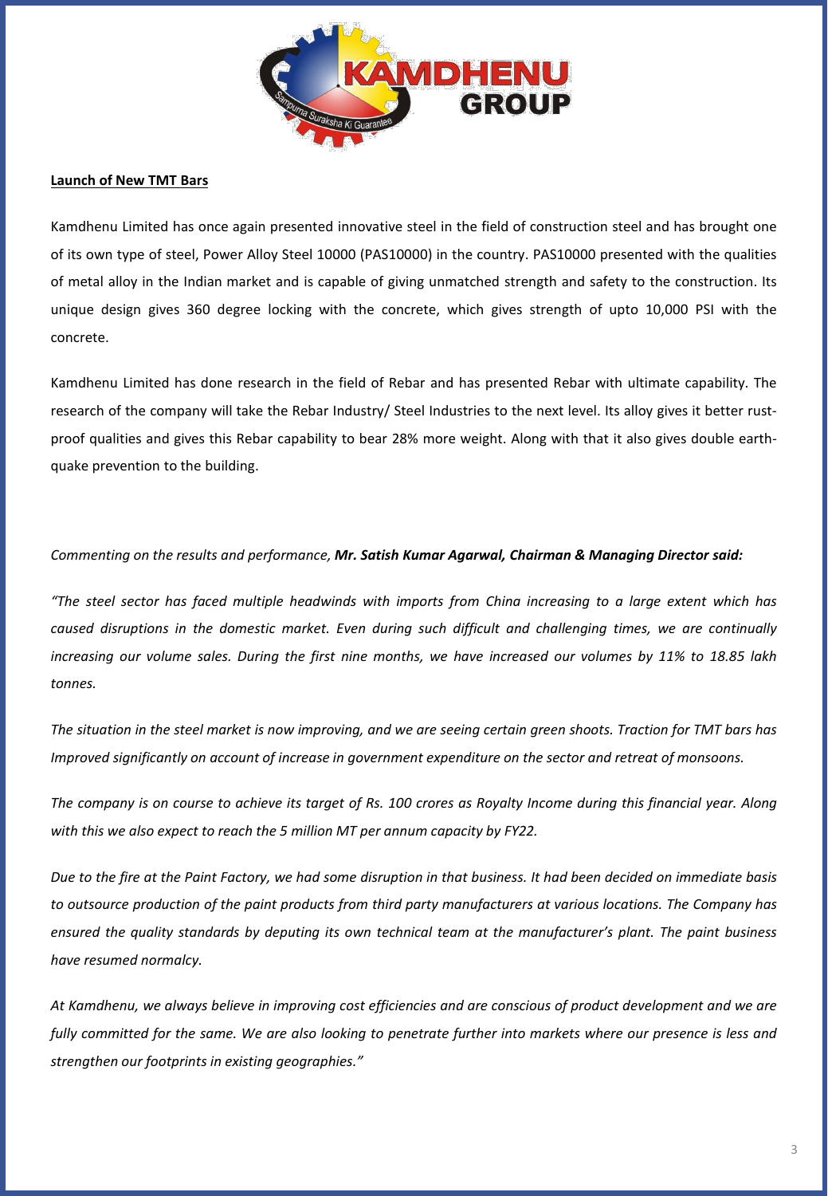**Launch of New TMT Bars**

Kamdhenu Limited has once again presented innovative steel in the field of construction steel and has brought one of its own type of steel, Power Alloy Steel 10000 (PAS10000) in the country. PAS10000 presented with the qualities of metal alloy in the Indian market and is capable of giving unmatched strength and safety to the construction. Its unique design gives 360 degree locking with the concrete, which gives strength of upto 10,000 PSI with the concrete.

Kamdhenu Limited has done research in the field of Rebar and has presented Rebar with ultimate capability. The research of the company will take the Rebar Industry/ Steel Industries to the next level. Its alloy gives it better rust-proof qualities and gives this Rebar capability to bear 28% more weight. Along with that it also gives double earth-quake prevention to the building.

*Commenting on the results and performance,* ***Mr. Satish Kumar Agarwal, Chairman & Managing Director said:***

*"The steel sector has faced multiple headwinds with imports from China increasing to a large extent which has caused disruptions in the domestic market. Even during such difficult and challenging times, we are continually increasing our volume sales. During the first nine months, we have increased our volumes by 11% to 18.85 lakh tonnes.*

*The situation in the steel market is now improving, and we are seeing certain green shoots. Traction for TMT bars has Improved significantly on account of increase in government expenditure on the sector and retreat of monsoons.*

*The company is on course to achieve its target of Rs. 100 crores as Royalty Income during this financial year. Along with this we also expect to reach the 5 million MT per annum capacity by FY22.*

*Due to the fire at the Paint Factory, we had some disruption in that business. It had been decided on immediate basis to outsource production of the paint products from third party manufacturers at various locations. The Company has ensured the quality standards by deputing its own technical team at the manufacturer's plant. The paint business have resumed normalcy.*

*At Kamdhenu, we always believe in improving cost efficiencies and are conscious of product development and we are fully committed for the same. We are also looking to penetrate further into markets where our presence is less and strengthen our footprints in existing geographies."*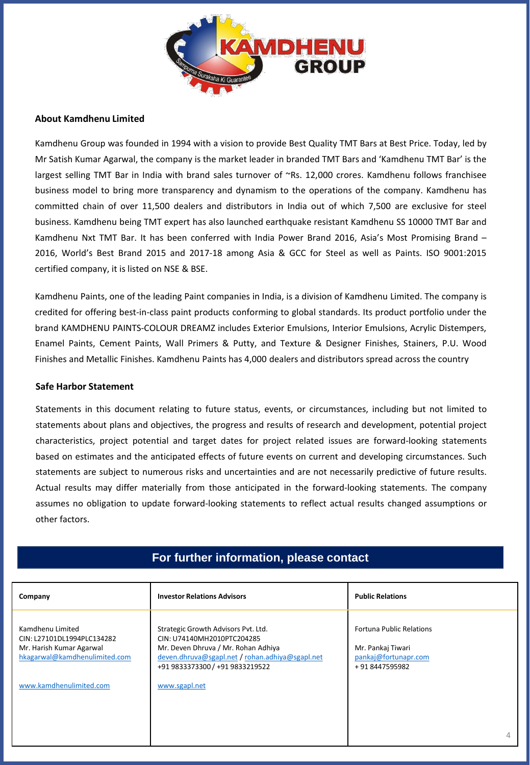## About Kamdhenu Limited

Kamdhenu Group was founded in 1994 with a vision to provide Best Quality TMT Bars at Best Price. Today, led by Mr Satish Kumar Agarwal, the company is the market leader in branded TMT Bars and 'Kamdhenu TMT Bar' is the largest selling TMT Bar in India with brand sales turnover of ~Rs. 12,000 crores. Kamdhenu follows franchisee business model to bring more transparency and dynamism to the operations of the company. Kamdhenu has committed chain of over 11,500 dealers and distributors in India out of which 7,500 are exclusive for steel business. Kamdhenu being TMT expert has also launched earthquake resistant Kamdhenu SS 10000 TMT Bar and Kamdhenu Nxt TMT Bar. It has been conferred with India Power Brand 2016, Asia's Most Promising Brand – 2016, World's Best Brand 2015 and 2017-18 among Asia & GCC for Steel as well as Paints. ISO 9001:2015 certified company, it is listed on NSE & BSE.

Kamdhenu Paints, one of the leading Paint companies in India, is a division of Kamdhenu Limited. The company is credited for offering best-in-class paint products conforming to global standards. Its product portfolio under the brand KAMDHENU PAINTS-COLOUR DREAMZ includes Exterior Emulsions, Interior Emulsions, Acrylic Distempers, Enamel Paints, Cement Paints, Wall Primers & Putty, and Texture & Designer Finishes, Stainers, P.U. Wood Finishes and Metallic Finishes. Kamdhenu Paints has 4,000 dealers and distributors spread across the country

## Safe Harbor Statement

Statements in this document relating to future status, events, or circumstances, including but not limited to statements about plans and objectives, the progress and results of research and development, potential project characteristics, project potential and target dates for project related issues are forward-looking statements based on estimates and the anticipated effects of future events on current and developing circumstances. Such statements are subject to numerous risks and uncertainties and are not necessarily predictive of future results. Actual results may differ materially from those anticipated in the forward-looking statements. The company assumes no obligation to update forward-looking statements to reflect actual results changed assumptions or other factors.

## For further information, please contact

| Company | Investor Relations Advisors | Public Relations |
|---|---|---|
| Kamdhenu Limited<br>CIN: L27101DL1994PLC134282<br>Mr. Harish Kumar Agarwal<br>hkagarwal@kamdhenulimited.com<br><br>www.kamdhenulimited.com | Strategic Growth Advisors Pvt. Ltd.<br>CIN: U74140MH2010PTC204285<br>Mr. Deven Dhruva / Mr. Rohan Adhiya<br>deven.dhruva@sgapl.net / rohan.adhiya@sgapl.net<br>+91 9833373300 / +91 9833219522<br><br>www.sgapl.net | Fortuna Public Relations<br><br>Mr. Pankaj Tiwari<br>pankaj@fortunapr.com<br>+ 91 8447595982 |